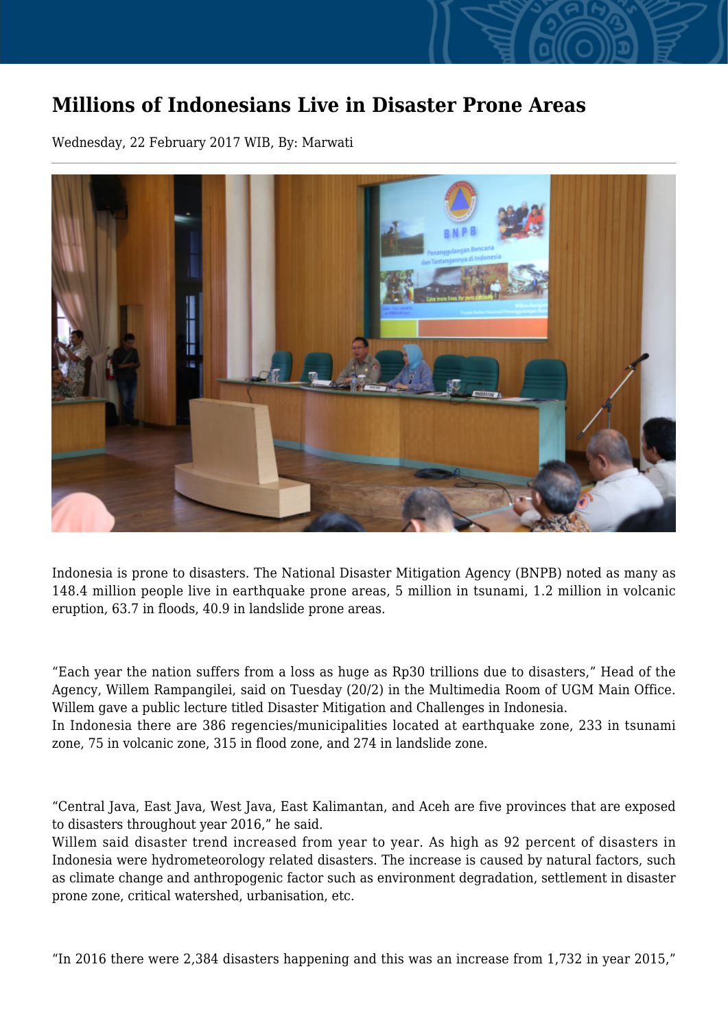# Millions of Indonesians Live in Disaster Prone Areas

Wednesday, 22 February 2017 WIB, By: Marwati

Indonesia is prone to disasters. The National Disaster Mitigation Agency (BNPB) noted as many as 148.4 million people live in earthquake prone areas, 5 million in tsunami, 1.2 million in volcanic eruption, 63.7 in floods, 40.9 in landslide prone areas.

“Each year the nation suffers from a loss as huge as Rp30 trillions due to disasters,” Head of the Agency, Willem Rampangilei, said on Tuesday (20/2) in the Multimedia Room of UGM Main Office. Willem gave a public lecture titled Disaster Mitigation and Challenges in Indonesia.

In Indonesia there are 386 regencies/municipalities located at earthquake zone, 233 in tsunami zone, 75 in volcanic zone, 315 in flood zone, and 274 in landslide zone.

“Central Java, East Java, West Java, East Kalimantan, and Aceh are five provinces that are exposed to disasters throughout year 2016,” he said.

Willem said disaster trend increased from year to year. As high as 92 percent of disasters in Indonesia were hydrometeorology related disasters. The increase is caused by natural factors, such as climate change and anthropogenic factor such as environment degradation, settlement in disaster prone zone, critical watershed, urbanisation, etc.

“In 2016 there were 2,384 disasters happening and this was an increase from 1,732 in year 2015,”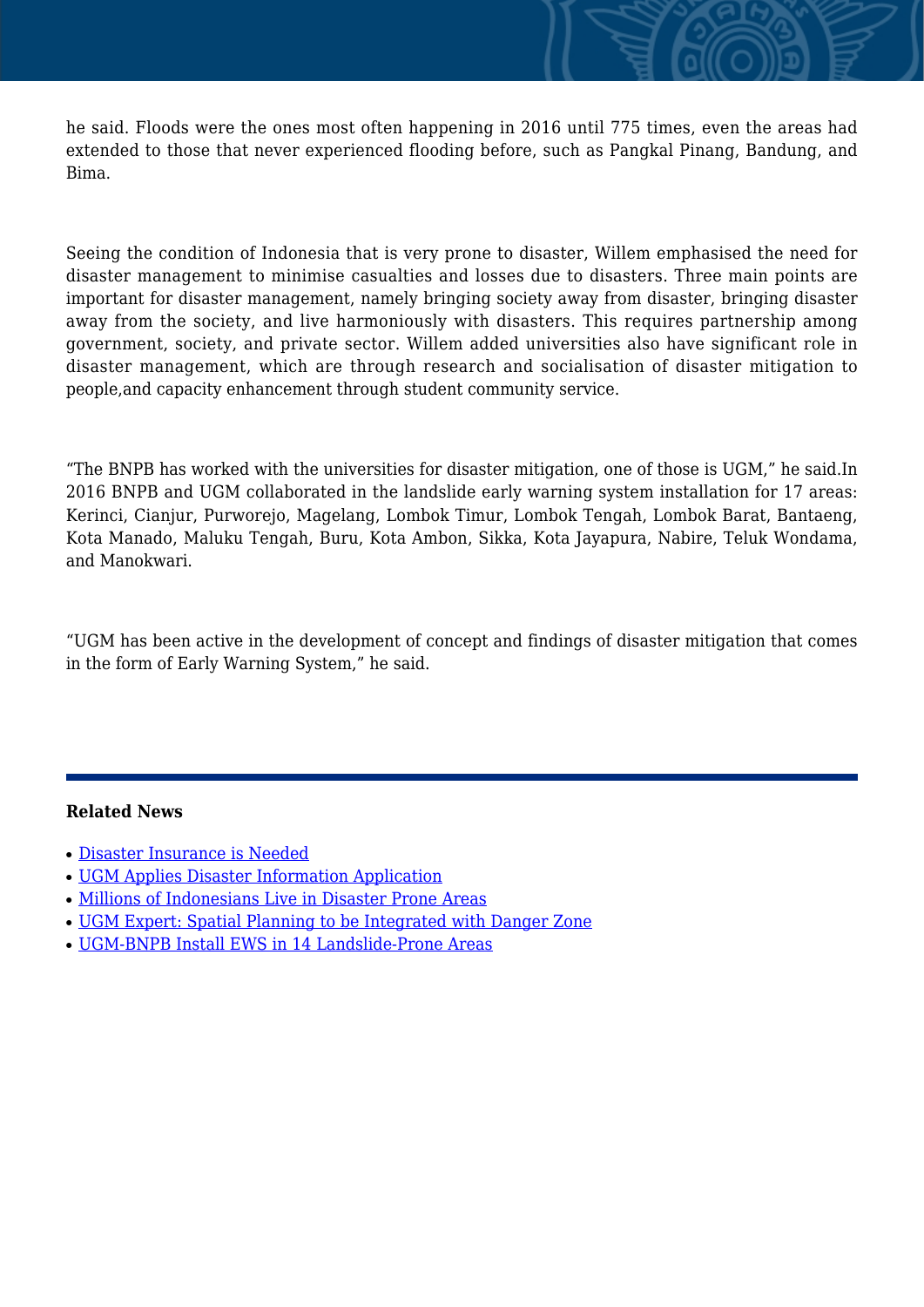he said. Floods were the ones most often happening in 2016 until 775 times, even the areas had extended to those that never experienced flooding before, such as Pangkal Pinang, Bandung, and Bima.

Seeing the condition of Indonesia that is very prone to disaster, Willem emphasised the need for disaster management to minimise casualties and losses due to disasters. Three main points are important for disaster management, namely bringing society away from disaster, bringing disaster away from the society, and live harmoniously with disasters. This requires partnership among government, society, and private sector. Willem added universities also have significant role in disaster management, which are through research and socialisation of disaster mitigation to people,and capacity enhancement through student community service.

"The BNPB has worked with the universities for disaster mitigation, one of those is UGM," he said.In 2016 BNPB and UGM collaborated in the landslide early warning system installation for 17 areas: Kerinci, Cianjur, Purworejo, Magelang, Lombok Timur, Lombok Tengah, Lombok Barat, Bantaeng, Kota Manado, Maluku Tengah, Buru, Kota Ambon, Sikka, Kota Jayapura, Nabire, Teluk Wondama, and Manokwari.

"UGM has been active in the development of concept and findings of disaster mitigation that comes in the form of Early Warning System," he said.

---

**Related News**

- Disaster Insurance is Needed
- UGM Applies Disaster Information Application
- Millions of Indonesians Live in Disaster Prone Areas
- UGM Expert: Spatial Planning to be Integrated with Danger Zone
- UGM-BNPB Install EWS in 14 Landslide-Prone Areas